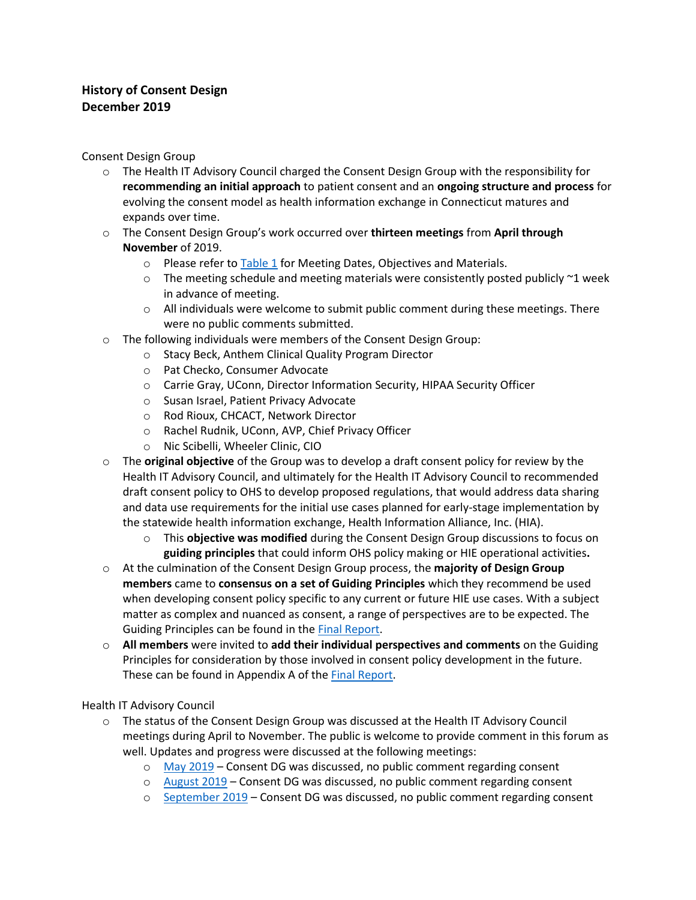**History of Consent Design**
**December 2019**

Consent Design Group

- The Health IT Advisory Council charged the Consent Design Group with the responsibility for **recommending an initial approach** to patient consent and an **ongoing structure and process** for evolving the consent model as health information exchange in Connecticut matures and expands over time.
- The Consent Design Group's work occurred over **thirteen meetings** from **April through November** of 2019.
  - Please refer to Table 1 for Meeting Dates, Objectives and Materials.
  - The meeting schedule and meeting materials were consistently posted publicly ~1 week in advance of meeting.
  - All individuals were welcome to submit public comment during these meetings. There were no public comments submitted.
- The following individuals were members of the Consent Design Group:
  - Stacy Beck, Anthem Clinical Quality Program Director
  - Pat Checko, Consumer Advocate
  - Carrie Gray, UConn, Director Information Security, HIPAA Security Officer
  - Susan Israel, Patient Privacy Advocate
  - Rod Rioux, CHCACT, Network Director
  - Rachel Rudnik, UConn, AVP, Chief Privacy Officer
  - Nic Scibelli, Wheeler Clinic, CIO
- The **original objective** of the Group was to develop a draft consent policy for review by the Health IT Advisory Council, and ultimately for the Health IT Advisory Council to recommended draft consent policy to OHS to develop proposed regulations, that would address data sharing and data use requirements for the initial use cases planned for early-stage implementation by the statewide health information exchange, Health Information Alliance, Inc. (HIA).
  - This **objective was modified** during the Consent Design Group discussions to focus on **guiding principles** that could inform OHS policy making or HIE operational activities**.**
- At the culmination of the Consent Design Group process, the **majority of Design Group members** came to **consensus on a set of Guiding Principles** which they recommend be used when developing consent policy specific to any current or future HIE use cases. With a subject matter as complex and nuanced as consent, a range of perspectives are to be expected. The Guiding Principles can be found in the Final Report.
- **All members** were invited to **add their individual perspectives and comments** on the Guiding Principles for consideration by those involved in consent policy development in the future. These can be found in Appendix A of the Final Report.

Health IT Advisory Council

- The status of the Consent Design Group was discussed at the Health IT Advisory Council meetings during April to November. The public is welcome to provide comment in this forum as well. Updates and progress were discussed at the following meetings:
  - May 2019 – Consent DG was discussed, no public comment regarding consent
  - August 2019 – Consent DG was discussed, no public comment regarding consent
  - September 2019 – Consent DG was discussed, no public comment regarding consent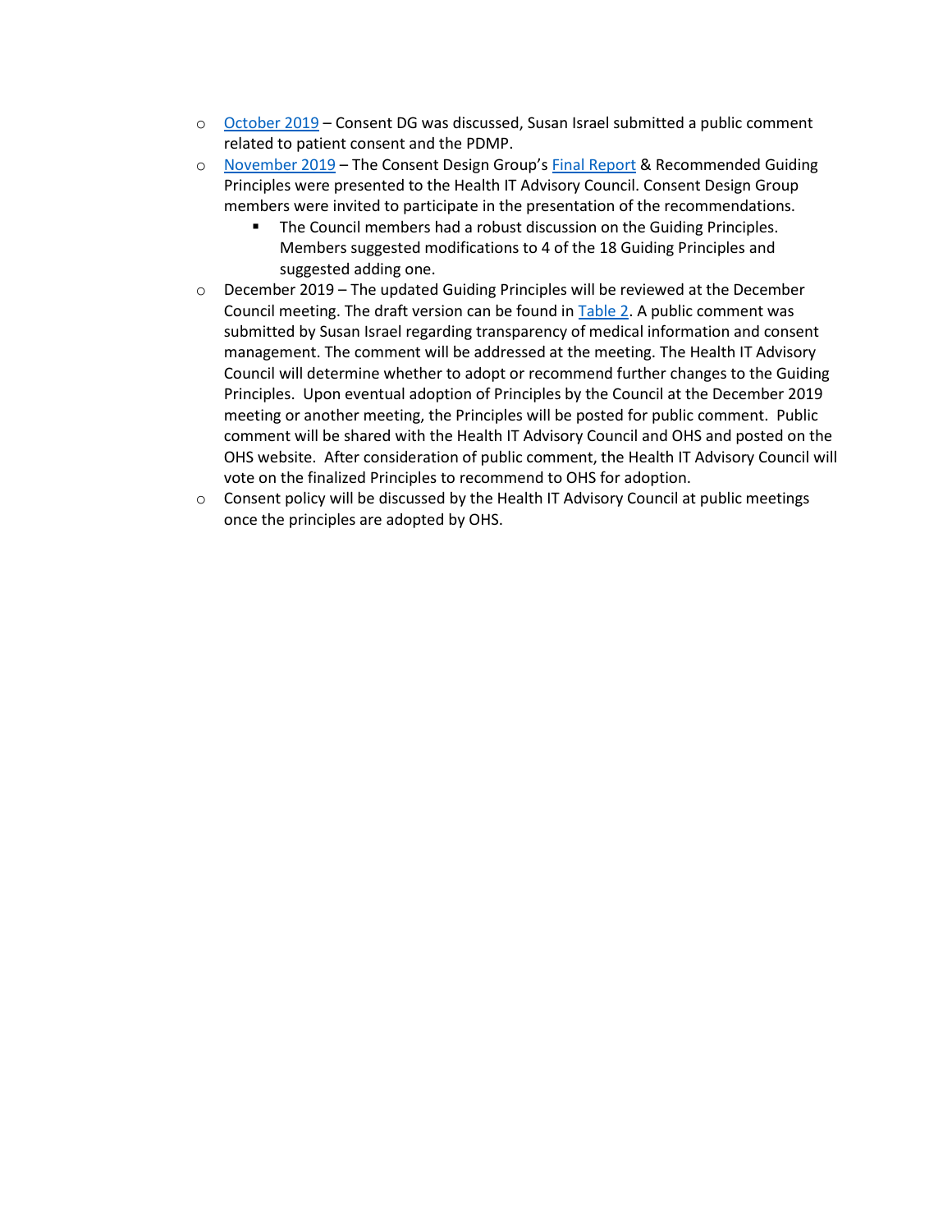- October 2019 – Consent DG was discussed, Susan Israel submitted a public comment related to patient consent and the PDMP.
- November 2019 – The Consent Design Group's Final Report & Recommended Guiding Principles were presented to the Health IT Advisory Council. Consent Design Group members were invited to participate in the presentation of the recommendations.
    - The Council members had a robust discussion on the Guiding Principles. Members suggested modifications to 4 of the 18 Guiding Principles and suggested adding one.
- December 2019 – The updated Guiding Principles will be reviewed at the December Council meeting. The draft version can be found in Table 2. A public comment was submitted by Susan Israel regarding transparency of medical information and consent management. The comment will be addressed at the meeting. The Health IT Advisory Council will determine whether to adopt or recommend further changes to the Guiding Principles. Upon eventual adoption of Principles by the Council at the December 2019 meeting or another meeting, the Principles will be posted for public comment. Public comment will be shared with the Health IT Advisory Council and OHS and posted on the OHS website. After consideration of public comment, the Health IT Advisory Council will vote on the finalized Principles to recommend to OHS for adoption.
- Consent policy will be discussed by the Health IT Advisory Council at public meetings once the principles are adopted by OHS.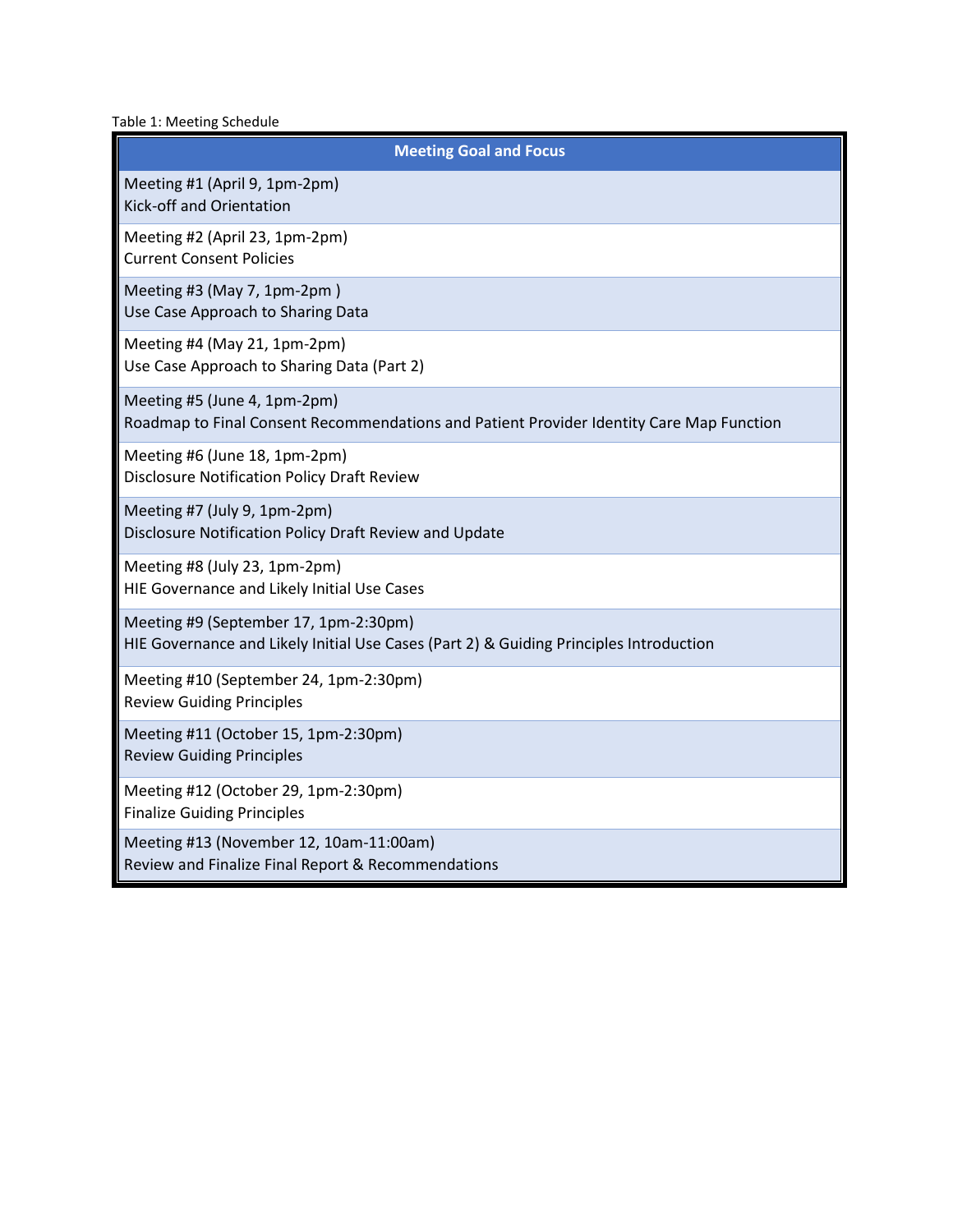Table 1: Meeting Schedule

| Meeting Goal and Focus |
| --- |
| Meeting #1 (April 9, 1pm-2pm)<br>Kick-off and Orientation |
| Meeting #2 (April 23, 1pm-2pm)<br>Current Consent Policies |
| Meeting #3 (May 7, 1pm-2pm )<br>Use Case Approach to Sharing Data |
| Meeting #4 (May 21, 1pm-2pm)<br>Use Case Approach to Sharing Data (Part 2) |
| Meeting #5 (June 4, 1pm-2pm)<br>Roadmap to Final Consent Recommendations and Patient Provider Identity Care Map Function |
| Meeting #6 (June 18, 1pm-2pm)<br>Disclosure Notification Policy Draft Review |
| Meeting #7 (July 9, 1pm-2pm)<br>Disclosure Notification Policy Draft Review and Update |
| Meeting #8 (July 23, 1pm-2pm)<br>HIE Governance and Likely Initial Use Cases |
| Meeting #9 (September 17, 1pm-2:30pm)<br>HIE Governance and Likely Initial Use Cases (Part 2) & Guiding Principles Introduction |
| Meeting #10 (September 24, 1pm-2:30pm)<br>Review Guiding Principles |
| Meeting #11 (October 15, 1pm-2:30pm)<br>Review Guiding Principles |
| Meeting #12 (October 29, 1pm-2:30pm)<br>Finalize Guiding Principles |
| Meeting #13 (November 12, 10am-11:00am)<br>Review and Finalize Final Report & Recommendations |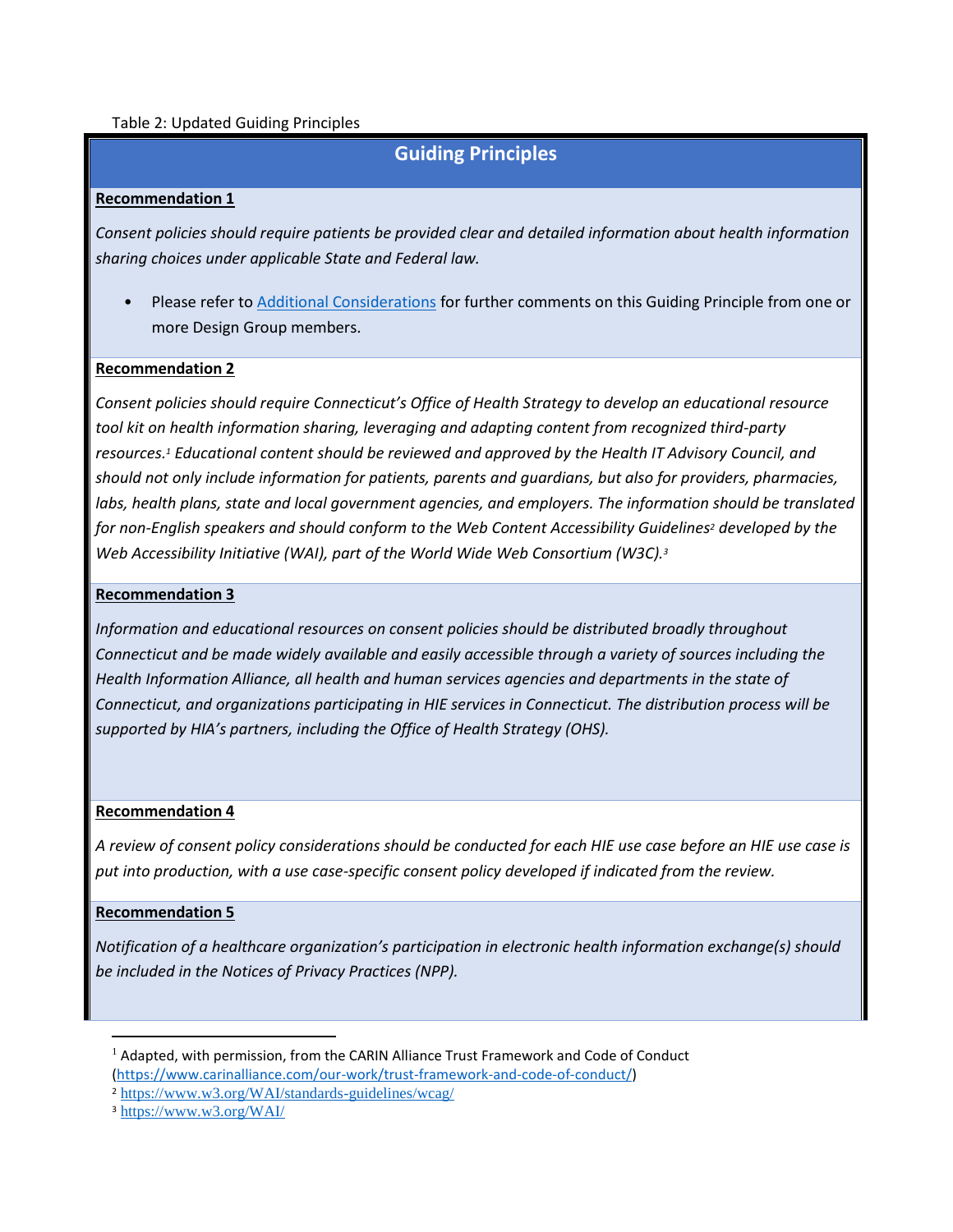Table 2: Updated Guiding Principles

## Guiding Principles

**Recommendation 1**

*Consent policies should require patients be provided clear and detailed information about health information sharing choices under applicable State and Federal law.*

- Please refer to [Additional Considerations]() for further comments on this Guiding Principle from one or more Design Group members.

**Recommendation 2**

*Consent policies should require Connecticut's Office of Health Strategy to develop an educational resource tool kit on health information sharing, leveraging and adapting content from recognized third-party resources.*[1] *Educational content should be reviewed and approved by the Health IT Advisory Council, and should not only include information for patients, parents and guardians, but also for providers, pharmacies, labs, health plans, state and local government agencies, and employers. The information should be translated for non-English speakers and should conform to the Web Content Accessibility Guidelines*[2] *developed by the Web Accessibility Initiative (WAI), part of the World Wide Web Consortium (W3C).*[3]

**Recommendation 3**

*Information and educational resources on consent policies should be distributed broadly throughout Connecticut and be made widely available and easily accessible through a variety of sources including the Health Information Alliance, all health and human services agencies and departments in the state of Connecticut, and organizations participating in HIE services in Connecticut. The distribution process will be supported by HIA's partners, including the Office of Health Strategy (OHS).*

**Recommendation 4**

*A review of consent policy considerations should be conducted for each HIE use case before an HIE use case is put into production, with a use case-specific consent policy developed if indicated from the review.*

**Recommendation 5**

*Notification of a healthcare organization's participation in electronic health information exchange(s) should be included in the Notices of Privacy Practices (NPP).*

---

[1] Adapted, with permission, from the CARIN Alliance Trust Framework and Code of Conduct (https://www.carinalliance.com/our-work/trust-framework-and-code-of-conduct/)

[2] https://www.w3.org/WAI/standards-guidelines/wcag/

[3] https://www.w3.org/WAI/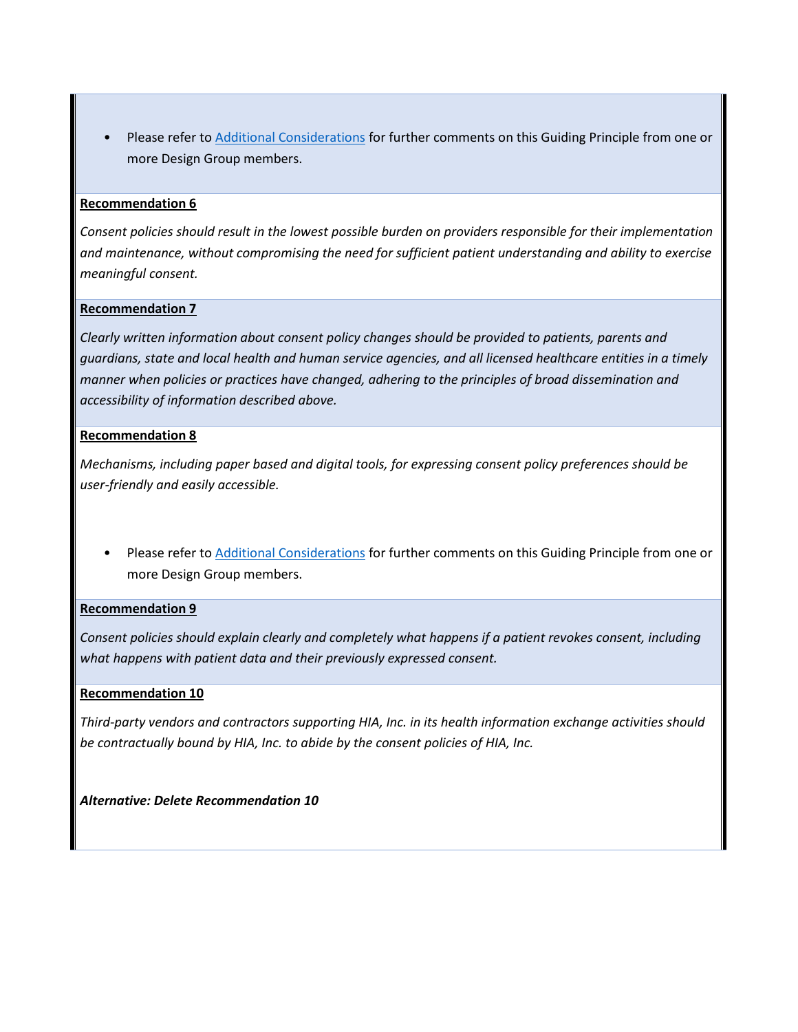- Please refer to [Additional Considerations]() for further comments on this Guiding Principle from one or more Design Group members.

**Recommendation 6**

*Consent policies should result in the lowest possible burden on providers responsible for their implementation and maintenance, without compromising the need for sufficient patient understanding and ability to exercise meaningful consent.*

**Recommendation 7**

*Clearly written information about consent policy changes should be provided to patients, parents and guardians, state and local health and human service agencies, and all licensed healthcare entities in a timely manner when policies or practices have changed, adhering to the principles of broad dissemination and accessibility of information described above.*

**Recommendation 8**

*Mechanisms, including paper based and digital tools, for expressing consent policy preferences should be user-friendly and easily accessible.*

- Please refer to [Additional Considerations]() for further comments on this Guiding Principle from one or more Design Group members.

**Recommendation 9**

*Consent policies should explain clearly and completely what happens if a patient revokes consent, including what happens with patient data and their previously expressed consent.*

**Recommendation 10**

*Third-party vendors and contractors supporting HIA, Inc. in its health information exchange activities should be contractually bound by HIA, Inc. to abide by the consent policies of HIA, Inc.*

***Alternative: Delete Recommendation 10***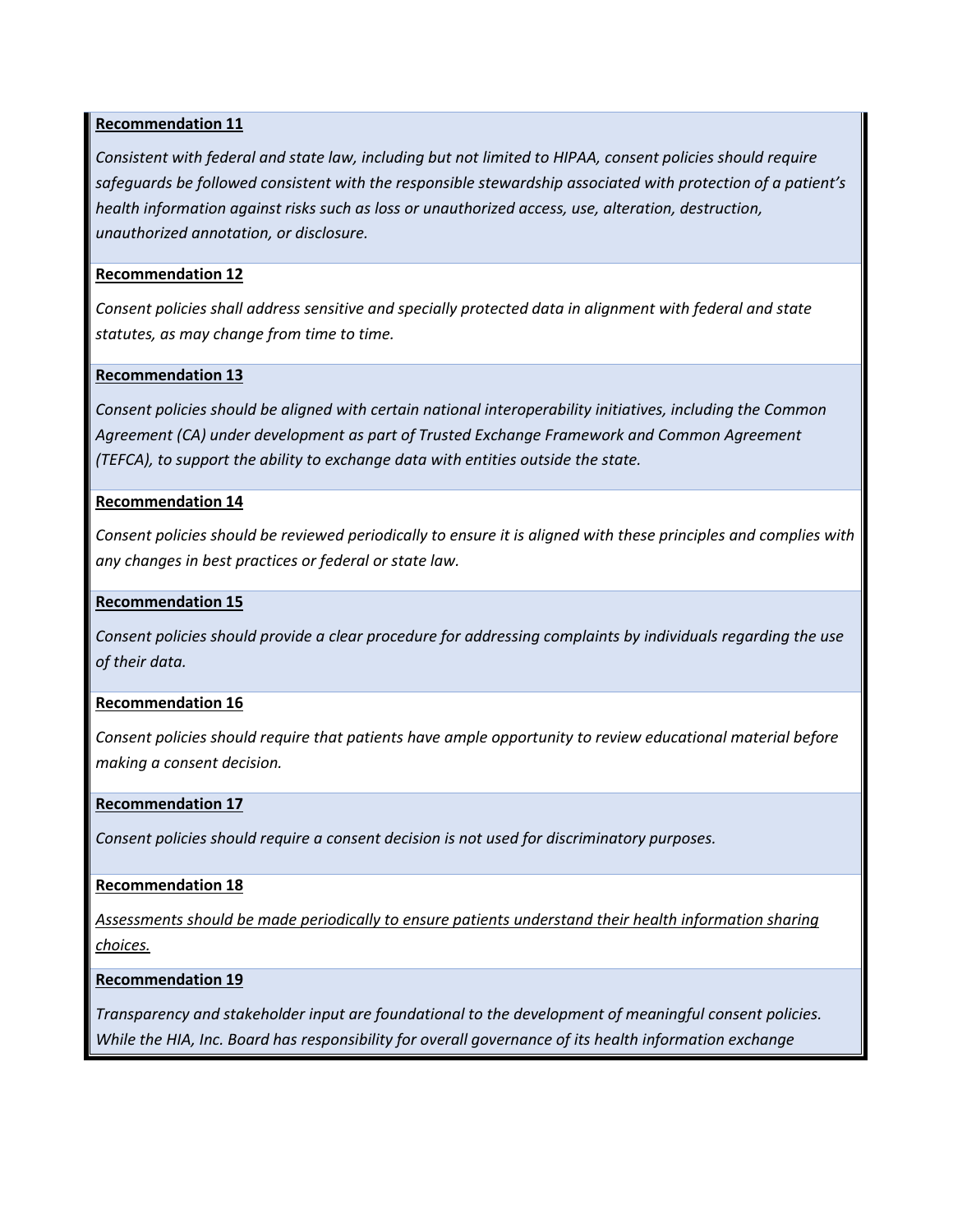**Recommendation 11**

*Consistent with federal and state law, including but not limited to HIPAA, consent policies should require safeguards be followed consistent with the responsible stewardship associated with protection of a patient's health information against risks such as loss or unauthorized access, use, alteration, destruction, unauthorized annotation, or disclosure.*

**Recommendation 12**

*Consent policies shall address sensitive and specially protected data in alignment with federal and state statutes, as may change from time to time.*

**Recommendation 13**

*Consent policies should be aligned with certain national interoperability initiatives, including the Common Agreement (CA) under development as part of Trusted Exchange Framework and Common Agreement (TEFCA), to support the ability to exchange data with entities outside the state.*

**Recommendation 14**

*Consent policies should be reviewed periodically to ensure it is aligned with these principles and complies with any changes in best practices or federal or state law.*

**Recommendation 15**

*Consent policies should provide a clear procedure for addressing complaints by individuals regarding the use of their data.*

**Recommendation 16**

*Consent policies should require that patients have ample opportunity to review educational material before making a consent decision.*

**Recommendation 17**

*Consent policies should require a consent decision is not used for discriminatory purposes.*

**Recommendation 18**

*Assessments should be made periodically to ensure patients understand their health information sharing choices.*

**Recommendation 19**

*Transparency and stakeholder input are foundational to the development of meaningful consent policies. While the HIA, Inc. Board has responsibility for overall governance of its health information exchange*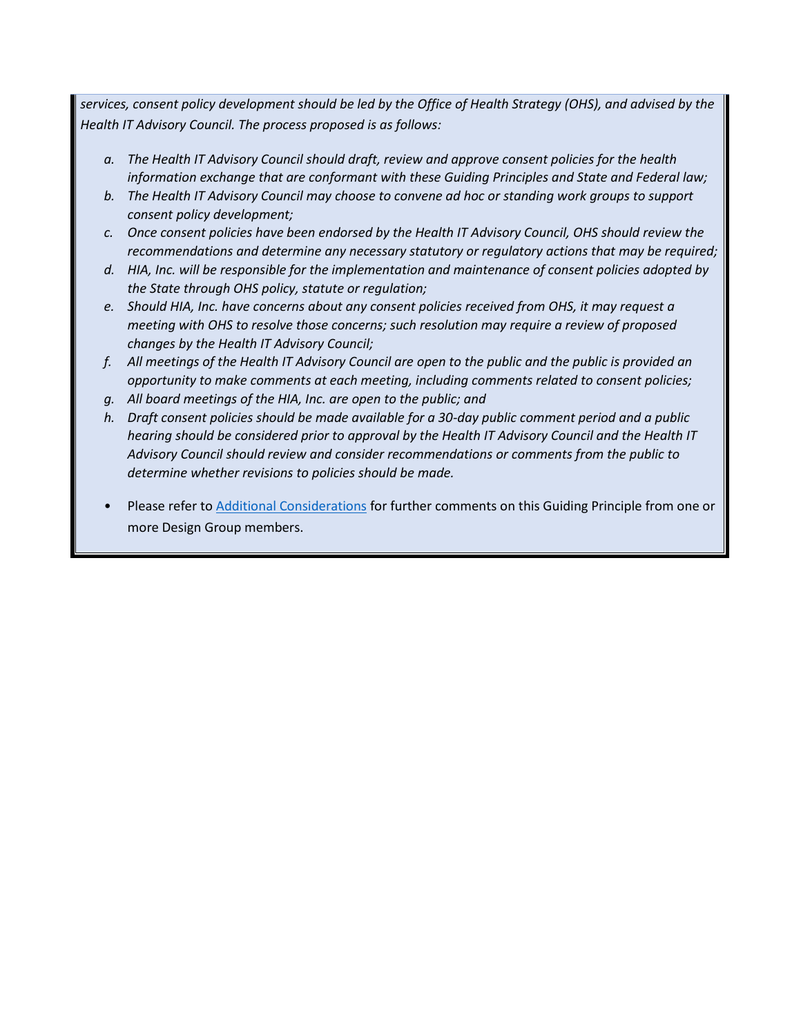*services, consent policy development should be led by the Office of Health Strategy (OHS), and advised by the Health IT Advisory Council. The process proposed is as follows:*

- *a. The Health IT Advisory Council should draft, review and approve consent policies for the health information exchange that are conformant with these Guiding Principles and State and Federal law;*
- *b. The Health IT Advisory Council may choose to convene ad hoc or standing work groups to support consent policy development;*
- *c. Once consent policies have been endorsed by the Health IT Advisory Council, OHS should review the recommendations and determine any necessary statutory or regulatory actions that may be required;*
- *d. HIA, Inc. will be responsible for the implementation and maintenance of consent policies adopted by the State through OHS policy, statute or regulation;*
- *e. Should HIA, Inc. have concerns about any consent policies received from OHS, it may request a meeting with OHS to resolve those concerns; such resolution may require a review of proposed changes by the Health IT Advisory Council;*
- *f. All meetings of the Health IT Advisory Council are open to the public and the public is provided an opportunity to make comments at each meeting, including comments related to consent policies;*
- *g. All board meetings of the HIA, Inc. are open to the public; and*
- *h. Draft consent policies should be made available for a 30-day public comment period and a public hearing should be considered prior to approval by the Health IT Advisory Council and the Health IT Advisory Council should review and consider recommendations or comments from the public to determine whether revisions to policies should be made.*

- Please refer to Additional Considerations for further comments on this Guiding Principle from one or more Design Group members.